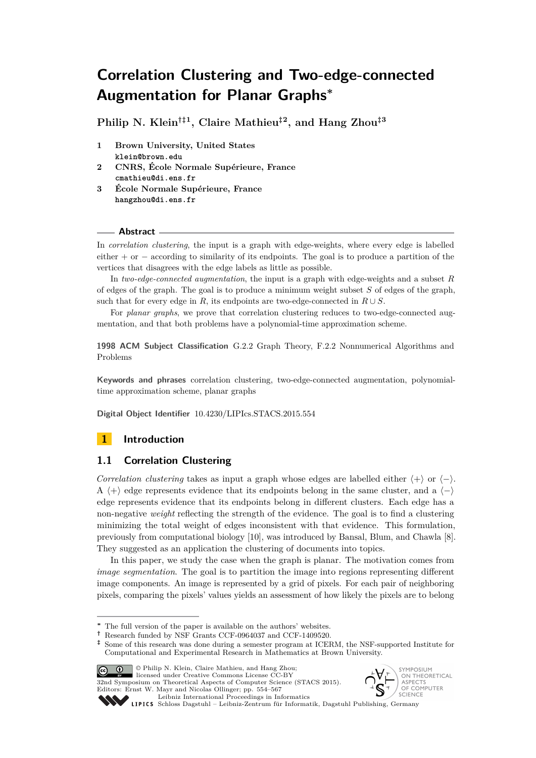# Correlation Clustering and Two-edge-connected Augmentation for Planar Graphs*

**Philip N. Klein[†‡1], Claire Mathieu[‡2], and Hang Zhou[‡3]**

1. **Brown University, United States**
   klein@brown.edu
2. **CNRS, École Normale Supérieure, France**
   cmathieu@di.ens.fr
3. **École Normale Supérieure, France**
   hangzhou@di.ens.fr

## Abstract

In *correlation clustering*, the input is a graph with edge-weights, where every edge is labelled either + or − according to similarity of its endpoints. The goal is to produce a partition of the vertices that disagrees with the edge labels as little as possible.

In *two-edge-connected augmentation*, the input is a graph with edge-weights and a subset $R$ of edges of the graph. The goal is to produce a minimum weight subset $S$ of edges of the graph, such that for every edge in $R$, its endpoints are two-edge-connected in $R \cup S$.

For *planar graphs*, we prove that correlation clustering reduces to two-edge-connected augmentation, and that both problems have a polynomial-time approximation scheme.

**1998 ACM Subject Classification** G.2.2 Graph Theory, F.2.2 Nonnumerical Algorithms and Problems

**Keywords and phrases** correlation clustering, two-edge-connected augmentation, polynomial-time approximation scheme, planar graphs

**Digital Object Identifier** 10.4230/LIPIcs.STACS.2015.554

## 1 Introduction

### 1.1 Correlation Clustering

*Correlation clustering* takes as input a graph whose edges are labelled either $\langle + \rangle$ or $\langle - \rangle$. A $\langle + \rangle$ edge represents evidence that its endpoints belong in the same cluster, and a $\langle - \rangle$ edge represents evidence that its endpoints belong in different clusters. Each edge has a non-negative *weight* reflecting the strength of the evidence. The goal is to find a clustering minimizing the total weight of edges inconsistent with that evidence. This formulation, previously from computational biology [10], was introduced by Bansal, Blum, and Chawla [8]. They suggested as an application the clustering of documents into topics.

In this paper, we study the case when the graph is planar. The motivation comes from *image segmentation*. The goal is to partition the image into regions representing different image components. An image is represented by a grid of pixels. For each pair of neighboring pixels, comparing the pixels' values yields an assessment of how likely the pixels are to belong

---

* The full version of the paper is available on the authors' websites.
† Research funded by NSF Grants CCF-0964037 and CCF-1409520.
‡ Some of this research was done during a semester program at ICERM, the NSF-supported Institute for Computational and Experimental Research in Mathematics at Brown University.

© Philip N. Klein, Claire Mathieu, and Hang Zhou; licensed under Creative Commons License CC-BY
32nd Symposium on Theoretical Aspects of Computer Science (STACS 2015).
Editors: Ernst W. Mayr and Nicolas Ollinger; pp. 554–567
Leibniz International Proceedings in Informatics
Schloss Dagstuhl – Leibniz-Zentrum für Informatik, Dagstuhl Publishing, Germany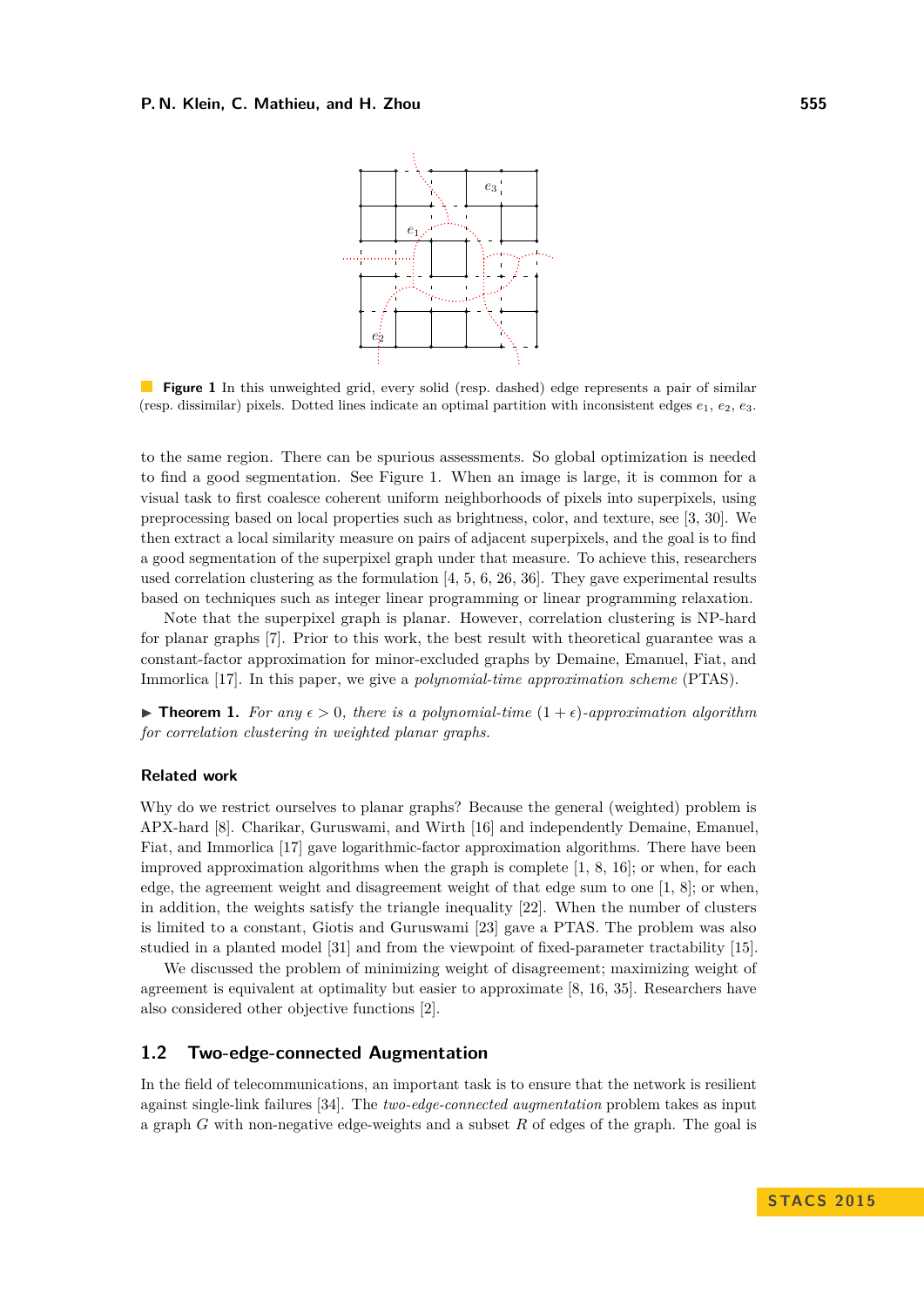**Figure 1** In this unweighted grid, every solid (resp. dashed) edge represents a pair of similar (resp. dissimilar) pixels. Dotted lines indicate an optimal partition with inconsistent edges $e_1$, $e_2$, $e_3$.

to the same region. There can be spurious assessments. So global optimization is needed to find a good segmentation. See Figure 1. When an image is large, it is common for a visual task to first coalesce coherent uniform neighborhoods of pixels into superpixels, using preprocessing based on local properties such as brightness, color, and texture, see [3, 30]. We then extract a local similarity measure on pairs of adjacent superpixels, and the goal is to find a good segmentation of the superpixel graph under that measure. To achieve this, researchers used correlation clustering as the formulation [4, 5, 6, 26, 36]. They gave experimental results based on techniques such as integer linear programming or linear programming relaxation.

Note that the superpixel graph is planar. However, correlation clustering is NP-hard for planar graphs [7]. Prior to this work, the best result with theoretical guarantee was a constant-factor approximation for minor-excluded graphs by Demaine, Emanuel, Fiat, and Immorlica [17]. In this paper, we give a *polynomial-time approximation scheme* (PTAS).

▶ **Theorem 1.** *For any $\epsilon > 0$, there is a polynomial-time $(1+\epsilon)$-approximation algorithm for correlation clustering in weighted planar graphs.*

### Related work

Why do we restrict ourselves to planar graphs? Because the general (weighted) problem is APX-hard [8]. Charikar, Guruswami, and Wirth [16] and independently Demaine, Emanuel, Fiat, and Immorlica [17] gave logarithmic-factor approximation algorithms. There have been improved approximation algorithms when the graph is complete [1, 8, 16]; or when, for each edge, the agreement weight and disagreement weight of that edge sum to one [1, 8]; or when, in addition, the weights satisfy the triangle inequality [22]. When the number of clusters is limited to a constant, Giotis and Guruswami [23] gave a PTAS. The problem was also studied in a planted model [31] and from the viewpoint of fixed-parameter tractability [15].

We discussed the problem of minimizing weight of disagreement; maximizing weight of agreement is equivalent at optimality but easier to approximate [8, 16, 35]. Researchers have also considered other objective functions [2].

## 1.2 Two-edge-connected Augmentation

In the field of telecommunications, an important task is to ensure that the network is resilient against single-link failures [34]. The *two-edge-connected augmentation* problem takes as input a graph $G$ with non-negative edge-weights and a subset $R$ of edges of the graph. The goal is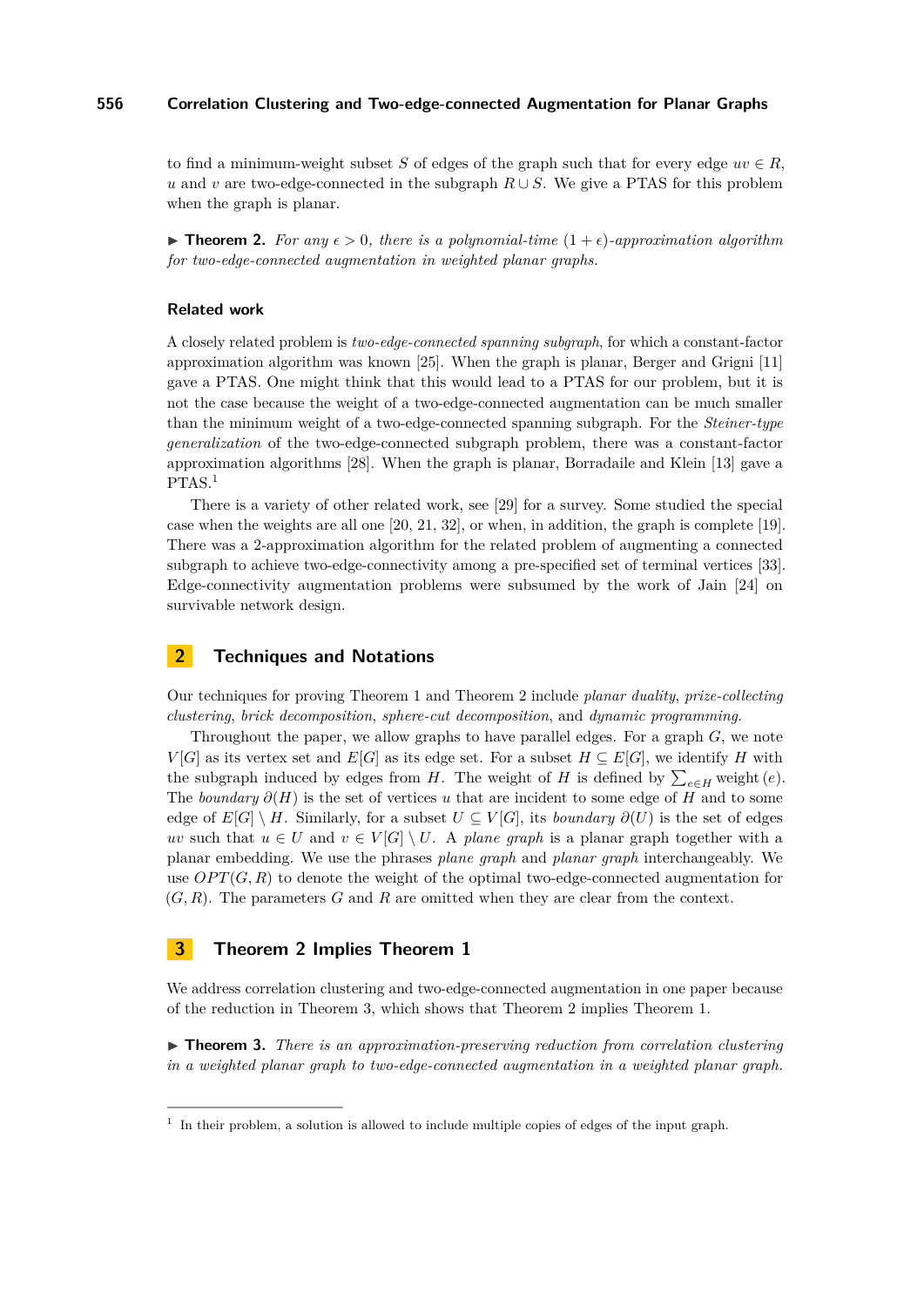to find a minimum-weight subset $S$ of edges of the graph such that for every edge $uv \in R$, $u$ and $v$ are two-edge-connected in the subgraph $R \cup S$. We give a PTAS for this problem when the graph is planar.

▶ **Theorem 2.** *For any $\epsilon > 0$, there is a polynomial-time $(1+\epsilon)$-approximation algorithm for two-edge-connected augmentation in weighted planar graphs.*

### Related work

A closely related problem is *two-edge-connected spanning subgraph*, for which a constant-factor approximation algorithm was known [25]. When the graph is planar, Berger and Grigni [11] gave a PTAS. One might think that this would lead to a PTAS for our problem, but it is not the case because the weight of a two-edge-connected augmentation can be much smaller than the minimum weight of a two-edge-connected spanning subgraph. For the *Steiner-type generalization* of the two-edge-connected subgraph problem, there was a constant-factor approximation algorithms [28]. When the graph is planar, Borradaile and Klein [13] gave a PTAS.[1]

There is a variety of other related work, see [29] for a survey. Some studied the special case when the weights are all one [20, 21, 32], or when, in addition, the graph is complete [19]. There was a 2-approximation algorithm for the related problem of augmenting a connected subgraph to achieve two-edge-connectivity among a pre-specified set of terminal vertices [33]. Edge-connectivity augmentation problems were subsumed by the work of Jain [24] on survivable network design.

## 2 Techniques and Notations

Our techniques for proving Theorem 1 and Theorem 2 include *planar duality*, *prize-collecting clustering*, *brick decomposition*, *sphere-cut decomposition*, and *dynamic programming*.

Throughout the paper, we allow graphs to have parallel edges. For a graph $G$, we note $V[G]$ as its vertex set and $E[G]$ as its edge set. For a subset $H \subseteq E[G]$, we identify $H$ with the subgraph induced by edges from $H$. The weight of $H$ is defined by $\sum_{e \in H} \text{weight}(e)$. The *boundary* $\partial(H)$ is the set of vertices $u$ that are incident to some edge of $H$ and to some edge of $E[G] \setminus H$. Similarly, for a subset $U \subseteq V[G]$, its *boundary* $\partial(U)$ is the set of edges $uv$ such that $u \in U$ and $v \in V[G] \setminus U$. A *plane graph* is a planar graph together with a planar embedding. We use the phrases *plane graph* and *planar graph* interchangeably. We use $OPT(G, R)$ to denote the weight of the optimal two-edge-connected augmentation for $(G, R)$. The parameters $G$ and $R$ are omitted when they are clear from the context.

## 3 Theorem 2 Implies Theorem 1

We address correlation clustering and two-edge-connected augmentation in one paper because of the reduction in Theorem 3, which shows that Theorem 2 implies Theorem 1.

▶ **Theorem 3.** *There is an approximation-preserving reduction from correlation clustering in a weighted planar graph to two-edge-connected augmentation in a weighted planar graph.*

[1] In their problem, a solution is allowed to include multiple copies of edges of the input graph.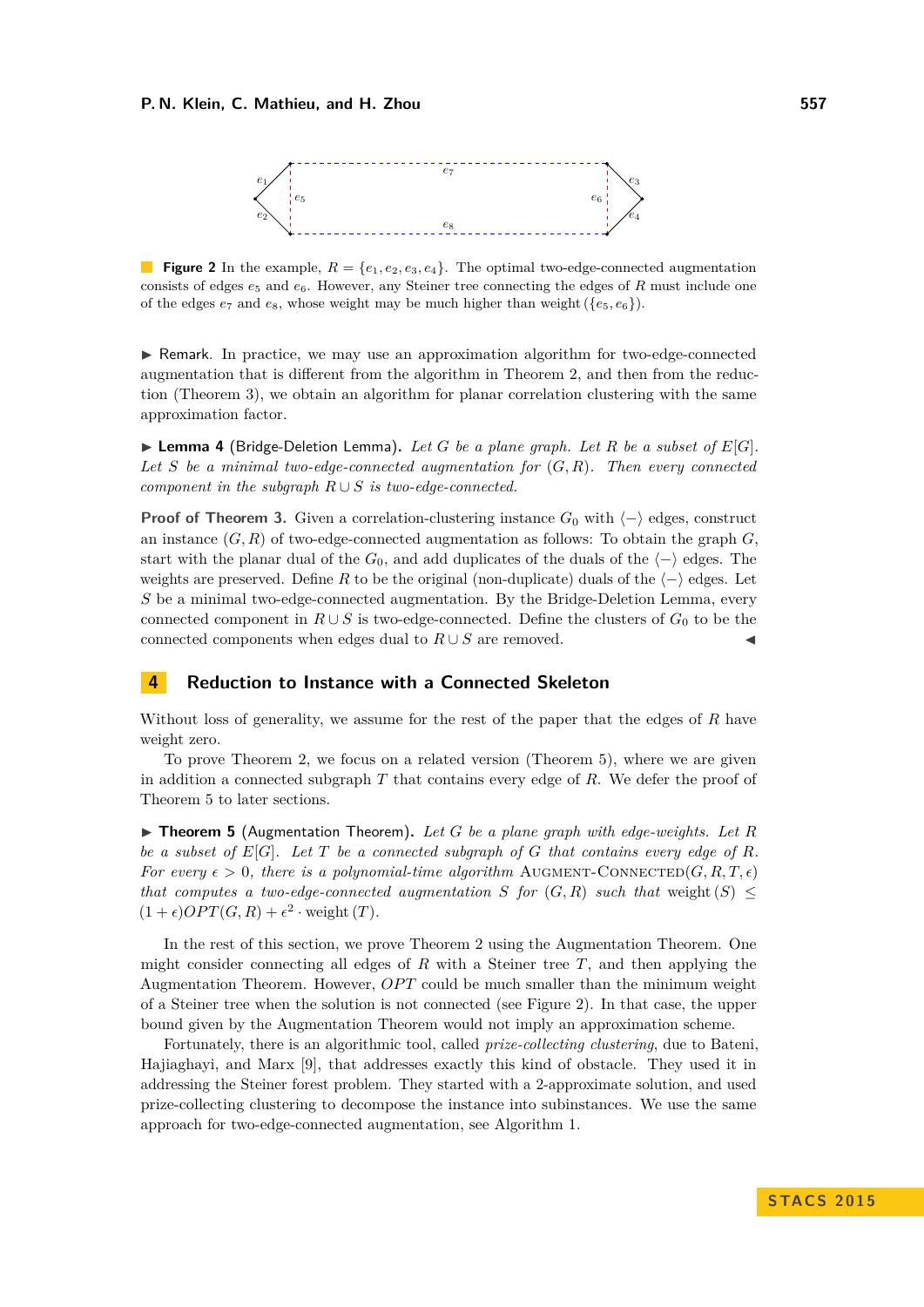**Figure 2** In the example, $R = \{e_1, e_2, e_3, e_4\}$. The optimal two-edge-connected augmentation consists of edges $e_5$ and $e_6$. However, any Steiner tree connecting the edges of $R$ must include one of the edges $e_7$ and $e_8$, whose weight may be much higher than weight$(\{e_5, e_6\})$.

▶ Remark. In practice, we may use an approximation algorithm for two-edge-connected augmentation that is different from the algorithm in Theorem 2, and then from the reduction (Theorem 3), we obtain an algorithm for planar correlation clustering with the same approximation factor.

▶ **Lemma 4** (Bridge-Deletion Lemma). *Let $G$ be a plane graph. Let $R$ be a subset of $E[G]$. Let $S$ be a minimal two-edge-connected augmentation for $(G, R)$. Then every connected component in the subgraph $R \cup S$ is two-edge-connected.*

**Proof of Theorem 3.** Given a correlation-clustering instance $G_0$ with $\langle - \rangle$ edges, construct an instance $(G, R)$ of two-edge-connected augmentation as follows: To obtain the graph $G$, start with the planar dual of the $G_0$, and add duplicates of the duals of the $\langle - \rangle$ edges. The weights are preserved. Define $R$ to be the original (non-duplicate) duals of the $\langle - \rangle$ edges. Let $S$ be a minimal two-edge-connected augmentation. By the Bridge-Deletion Lemma, every connected component in $R \cup S$ is two-edge-connected. Define the clusters of $G_0$ to be the connected components when edges dual to $R \cup S$ are removed. ◀

## 4 Reduction to Instance with a Connected Skeleton

Without loss of generality, we assume for the rest of the paper that the edges of $R$ have weight zero.

To prove Theorem 2, we focus on a related version (Theorem 5), where we are given in addition a connected subgraph $T$ that contains every edge of $R$. We defer the proof of Theorem 5 to later sections.

▶ **Theorem 5** (Augmentation Theorem). *Let $G$ be a plane graph with edge-weights. Let $R$ be a subset of $E[G]$. Let $T$ be a connected subgraph of $G$ that contains every edge of $R$. For every $\epsilon > 0$, there is a polynomial-time algorithm* Augment-Connected$(G, R, T, \epsilon)$ *that computes a two-edge-connected augmentation $S$ for $(G, R)$ such that weight$(S) \leq (1 + \epsilon)OPT(G, R) + \epsilon^2 \cdot$ weight$(T)$.*

In the rest of this section, we prove Theorem 2 using the Augmentation Theorem. One might consider connecting all edges of $R$ with a Steiner tree $T$, and then applying the Augmentation Theorem. However, $OPT$ could be much smaller than the minimum weight of a Steiner tree when the solution is not connected (see Figure 2). In that case, the upper bound given by the Augmentation Theorem would not imply an approximation scheme.

Fortunately, there is an algorithmic tool, called *prize-collecting clustering*, due to Bateni, Hajiaghayi, and Marx [9], that addresses exactly this kind of obstacle. They used it in addressing the Steiner forest problem. They started with a 2-approximate solution, and used prize-collecting clustering to decompose the instance into subinstances. We use the same approach for two-edge-connected augmentation, see Algorithm 1.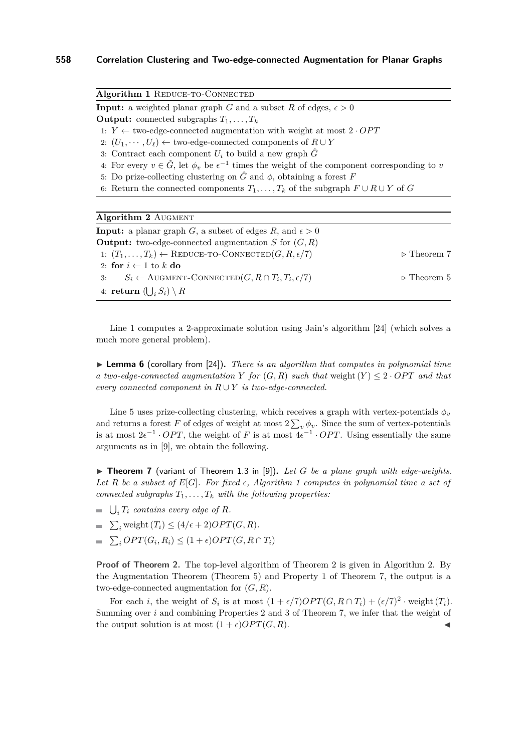**Algorithm 1** REDUCE-TO-CONNECTED

**Input:** a weighted planar graph $G$ and a subset $R$ of edges, $\epsilon > 0$
**Output:** connected subgraphs $T_1, \ldots, T_k$

1: $Y \leftarrow$ two-edge-connected augmentation with weight at most $2 \cdot OPT$
2: $(U_1, \cdots, U_\ell) \leftarrow$ two-edge-connected components of $R \cup Y$
3: Contract each component $U_i$ to build a new graph $\hat{G}$
4: For every $v \in \hat{G}$, let $\phi_v$ be $\epsilon^{-1}$ times the weight of the component corresponding to $v$
5: Do prize-collecting clustering on $\hat{G}$ and $\phi$, obtaining a forest $F$
6: Return the connected components $T_1, \ldots, T_k$ of the subgraph $F \cup R \cup Y$ of $G$

**Algorithm 2** AUGMENT

**Input:** a planar graph $G$, a subset of edges $R$, and $\epsilon > 0$
**Output:** two-edge-connected augmentation $S$ for $(G, R)$

1: $(T_1, \ldots, T_k) \leftarrow$ REDUCE-TO-CONNECTED$(G, R, \epsilon/7)$ ▷ Theorem 7
2: **for** $i \leftarrow 1$ to $k$ **do**
3: $\quad S_i \leftarrow$ AUGMENT-CONNECTED$(G, R \cap T_i, T_i, \epsilon/7)$ ▷ Theorem 5
4: **return** $(\bigcup_i S_i) \setminus R$

Line 1 computes a 2-approximate solution using Jain's algorithm [24] (which solves a much more general problem).

▶ **Lemma 6** (corollary from [24]). *There is an algorithm that computes in polynomial time a two-edge-connected augmentation $Y$ for $(G, R)$ such that* $\text{weight}(Y) \leq 2 \cdot OPT$ *and that every connected component in $R \cup Y$ is two-edge-connected.*

Line 5 uses prize-collecting clustering, which receives a graph with vertex-potentials $\phi_v$ and returns a forest $F$ of edges of weight at most $2 \sum_v \phi_v$. Since the sum of vertex-potentials is at most $2\epsilon^{-1} \cdot OPT$, the weight of $F$ is at most $4\epsilon^{-1} \cdot OPT$. Using essentially the same arguments as in [9], we obtain the following.

▶ **Theorem 7** (variant of Theorem 1.3 in [9]). *Let $G$ be a plane graph with edge-weights. Let $R$ be a subset of $E[G]$. For fixed $\epsilon$, Algorithm 1 computes in polynomial time a set of connected subgraphs $T_1, \ldots, T_k$ with the following properties:*

- $\bigcup_i T_i$ *contains every edge of $R$.*
- $\sum_i \text{weight}(T_i) \leq (4/\epsilon + 2) OPT(G, R)$.
- $\sum_i OPT(G_i, R_i) \leq (1 + \epsilon) OPT(G, R \cap T_i)$

**Proof of Theorem 2.** The top-level algorithm of Theorem 2 is given in Algorithm 2. By the Augmentation Theorem (Theorem 5) and Property 1 of Theorem 7, the output is a two-edge-connected augmentation for $(G, R)$.

For each $i$, the weight of $S_i$ is at most $(1 + \epsilon/7) OPT(G, R \cap T_i) + (\epsilon/7)^2 \cdot \text{weight}(T_i)$. Summing over $i$ and combining Properties 2 and 3 of Theorem 7, we infer that the weight of the output solution is at most $(1 + \epsilon) OPT(G, R)$. ◀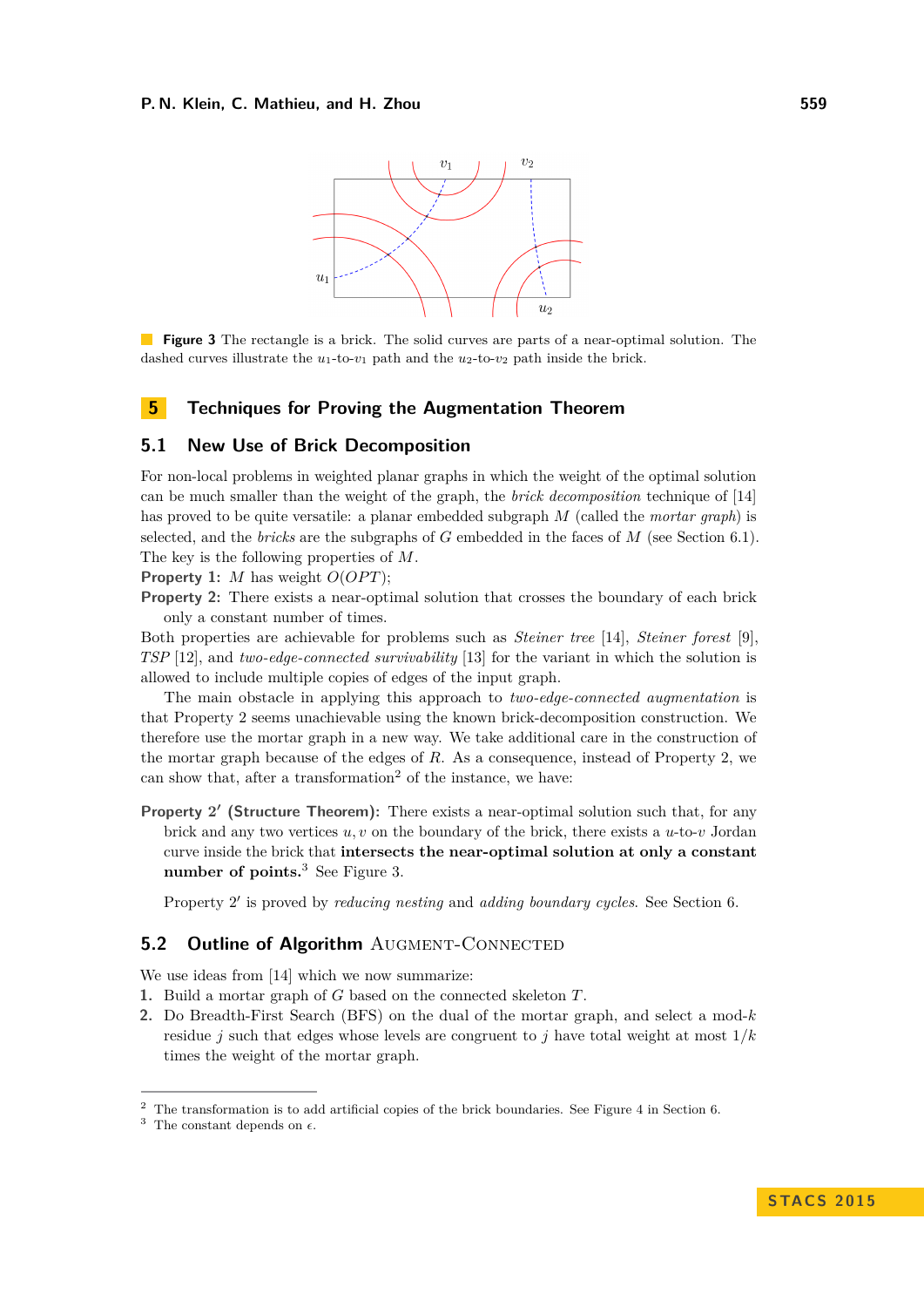**Figure 3** The rectangle is a brick. The solid curves are parts of a near-optimal solution. The dashed curves illustrate the $u_1$-to-$v_1$ path and the $u_2$-to-$v_2$ path inside the brick.

## 5 Techniques for Proving the Augmentation Theorem

### 5.1 New Use of Brick Decomposition

For non-local problems in weighted planar graphs in which the weight of the optimal solution can be much smaller than the weight of the graph, the *brick decomposition* technique of [14] has proved to be quite versatile: a planar embedded subgraph $M$ (called the *mortar graph*) is selected, and the *bricks* are the subgraphs of $G$ embedded in the faces of $M$ (see Section 6.1). The key is the following properties of $M$.

**Property 1:** $M$ has weight $O(OPT)$;

**Property 2:** There exists a near-optimal solution that crosses the boundary of each brick only a constant number of times.

Both properties are achievable for problems such as *Steiner tree* [14], *Steiner forest* [9], *TSP* [12], and *two-edge-connected survivability* [13] for the variant in which the solution is allowed to include multiple copies of edges of the input graph.

The main obstacle in applying this approach to *two-edge-connected augmentation* is that Property 2 seems unachievable using the known brick-decomposition construction. We therefore use the mortar graph in a new way. We take additional care in the construction of the mortar graph because of the edges of $R$. As a consequence, instead of Property 2, we can show that, after a transformation[2] of the instance, we have:

**Property 2′ (Structure Theorem):** There exists a near-optimal solution such that, for any brick and any two vertices $u, v$ on the boundary of the brick, there exists a $u$-to-$v$ Jordan curve inside the brick that **intersects the near-optimal solution at only a constant number of points.**[3] See Figure 3.

Property 2′ is proved by *reducing nesting* and *adding boundary cycles*. See Section 6.

### 5.2 Outline of Algorithm Augment-Connected

We use ideas from [14] which we now summarize:

1. Build a mortar graph of $G$ based on the connected skeleton $T$.
2. Do Breadth-First Search (BFS) on the dual of the mortar graph, and select a mod-$k$ residue $j$ such that edges whose levels are congruent to $j$ have total weight at most $1/k$ times the weight of the mortar graph.

[2] The transformation is to add artificial copies of the brick boundaries. See Figure 4 in Section 6.

[3] The constant depends on $\epsilon$.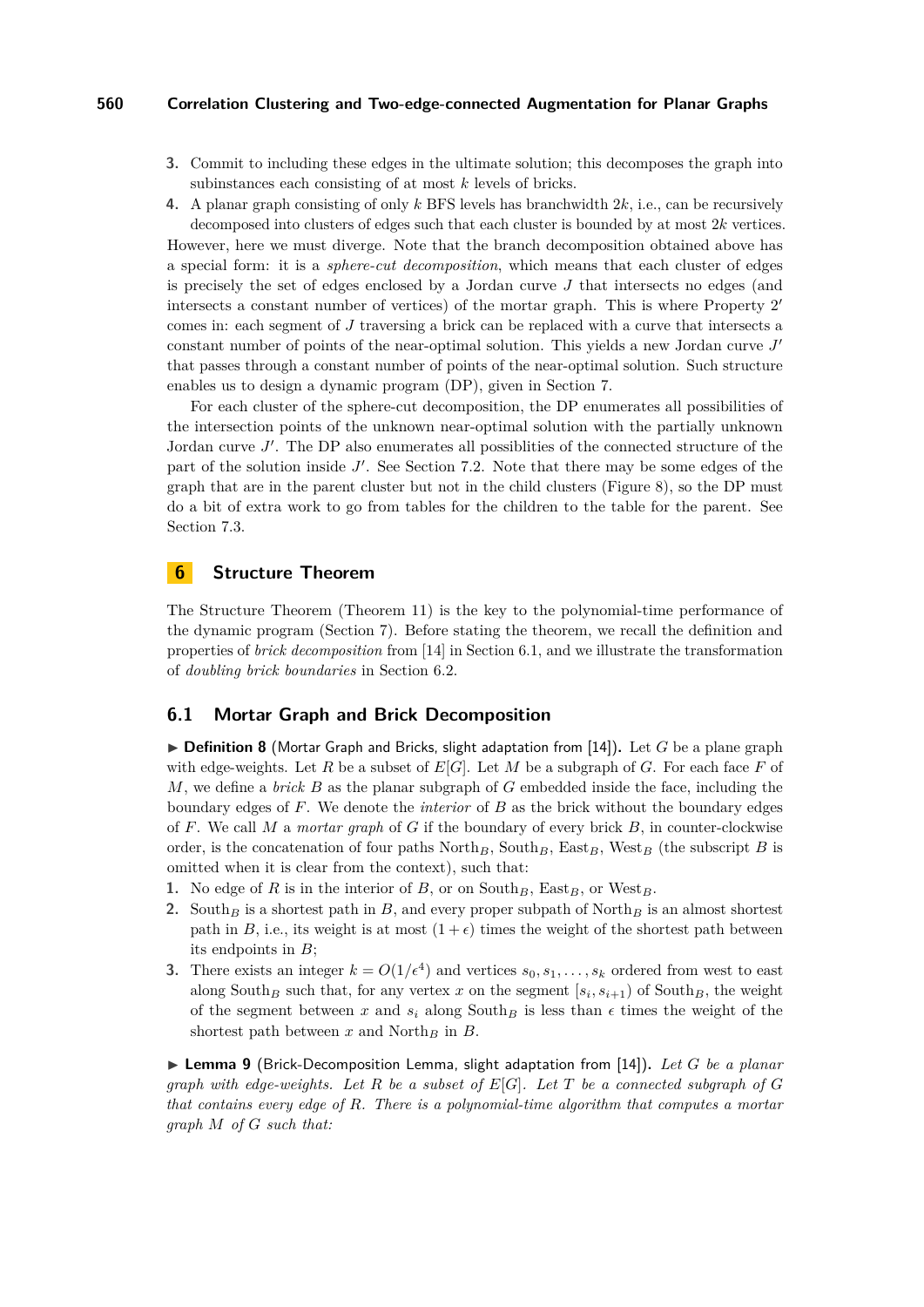3. Commit to including these edges in the ultimate solution; this decomposes the graph into subinstances each consisting of at most $k$ levels of bricks.
4. A planar graph consisting of only $k$ BFS levels has branchwidth $2k$, i.e., can be recursively decomposed into clusters of edges such that each cluster is bounded by at most $2k$ vertices.

However, here we must diverge. Note that the branch decomposition obtained above has a special form: it is a *sphere-cut decomposition*, which means that each cluster of edges is precisely the set of edges enclosed by a Jordan curve $J$ that intersects no edges (and intersects a constant number of vertices) of the mortar graph. This is where Property $2'$ comes in: each segment of $J$ traversing a brick can be replaced with a curve that intersects a constant number of points of the near-optimal solution. This yields a new Jordan curve $J'$ that passes through a constant number of points of the near-optimal solution. Such structure enables us to design a dynamic program (DP), given in Section 7.

For each cluster of the sphere-cut decomposition, the DP enumerates all possibilities of the intersection points of the unknown near-optimal solution with the partially unknown Jordan curve $J'$. The DP also enumerates all possiblities of the connected structure of the part of the solution inside $J'$. See Section 7.2. Note that there may be some edges of the graph that are in the parent cluster but not in the child clusters (Figure 8), so the DP must do a bit of extra work to go from tables for the children to the table for the parent. See Section 7.3.

# 6 Structure Theorem

The Structure Theorem (Theorem 11) is the key to the polynomial-time performance of the dynamic program (Section 7). Before stating the theorem, we recall the definition and properties of *brick decomposition* from [14] in Section 6.1, and we illustrate the transformation of *doubling brick boundaries* in Section 6.2.

## 6.1 Mortar Graph and Brick Decomposition

▶ **Definition 8** (Mortar Graph and Bricks, slight adaptation from [14])**.** Let $G$ be a plane graph with edge-weights. Let $R$ be a subset of $E[G]$. Let $M$ be a subgraph of $G$. For each face $F$ of $M$, we define a *brick* $B$ as the planar subgraph of $G$ embedded inside the face, including the boundary edges of $F$. We denote the *interior* of $B$ as the brick without the boundary edges of $F$. We call $M$ a *mortar graph* of $G$ if the boundary of every brick $B$, in counter-clockwise order, is the concatenation of four paths $\text{North}_B$, $\text{South}_B$, $\text{East}_B$, $\text{West}_B$ (the subscript $B$ is omitted when it is clear from the context), such that:

1. No edge of $R$ is in the interior of $B$, or on $\text{South}_B$, $\text{East}_B$, or $\text{West}_B$.
2. $\text{South}_B$ is a shortest path in $B$, and every proper subpath of $\text{North}_B$ is an almost shortest path in $B$, i.e., its weight is at most $(1+\epsilon)$ times the weight of the shortest path between its endpoints in $B$;
3. There exists an integer $k = O(1/\epsilon^4)$ and vertices $s_0, s_1, \ldots, s_k$ ordered from west to east along $\text{South}_B$ such that, for any vertex $x$ on the segment $[s_i, s_{i+1})$ of $\text{South}_B$, the weight of the segment between $x$ and $s_i$ along $\text{South}_B$ is less than $\epsilon$ times the weight of the shortest path between $x$ and $\text{North}_B$ in $B$.

▶ **Lemma 9** (Brick-Decomposition Lemma, slight adaptation from [14])**.** *Let $G$ be a planar graph with edge-weights. Let $R$ be a subset of $E[G]$. Let $T$ be a connected subgraph of $G$ that contains every edge of $R$. There is a polynomial-time algorithm that computes a mortar graph $M$ of $G$ such that:*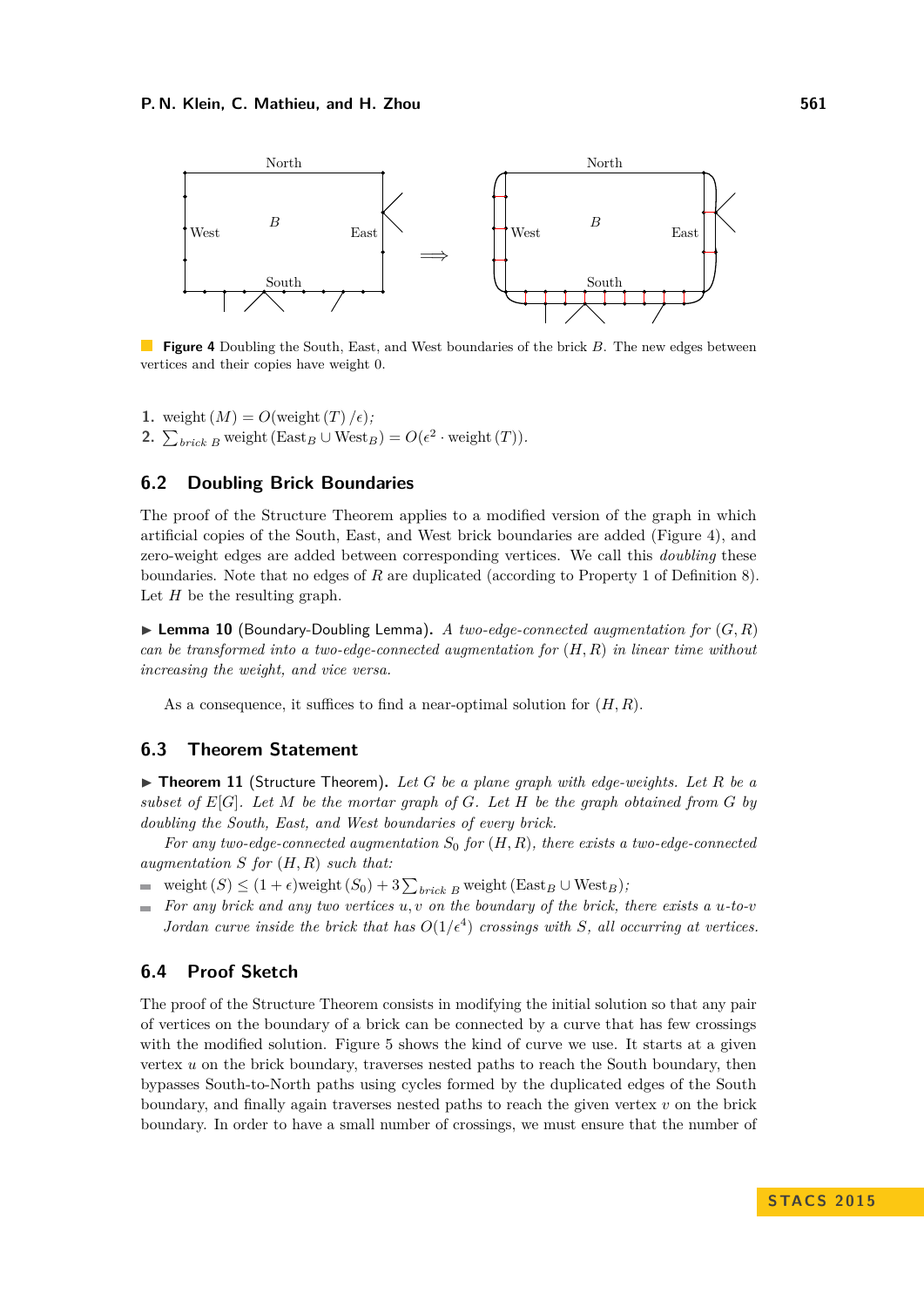**Figure 4** Doubling the South, East, and West boundaries of the brick $B$. The new edges between vertices and their copies have weight 0.

1. $\text{weight}(M) = O(\text{weight}(T)/\epsilon)$;
2. $\sum_{\text{brick } B} \text{weight}(\text{East}_B \cup \text{West}_B) = O(\epsilon^2 \cdot \text{weight}(T))$.

## 6.2 Doubling Brick Boundaries

The proof of the Structure Theorem applies to a modified version of the graph in which artificial copies of the South, East, and West brick boundaries are added (Figure 4), and zero-weight edges are added between corresponding vertices. We call this *doubling* these boundaries. Note that no edges of $R$ are duplicated (according to Property 1 of Definition 8). Let $H$ be the resulting graph.

▶ **Lemma 10** (Boundary-Doubling Lemma). *A two-edge-connected augmentation for $(G, R)$ can be transformed into a two-edge-connected augmentation for $(H, R)$ in linear time without increasing the weight, and vice versa.*

As a consequence, it suffices to find a near-optimal solution for $(H, R)$.

## 6.3 Theorem Statement

▶ **Theorem 11** (Structure Theorem). *Let $G$ be a plane graph with edge-weights. Let $R$ be a subset of $E[G]$. Let $M$ be the mortar graph of $G$. Let $H$ be the graph obtained from $G$ by doubling the South, East, and West boundaries of every brick.*

*For any two-edge-connected augmentation $S_0$ for $(H, R)$, there exists a two-edge-connected augmentation $S$ for $(H, R)$ such that:*

- $\text{weight}(S) \leq (1+\epsilon)\text{weight}(S_0) + 3\sum_{\text{brick } B} \text{weight}(\text{East}_B \cup \text{West}_B)$;
- *For any brick and any two vertices $u, v$ on the boundary of the brick, there exists a $u$-to-$v$ Jordan curve inside the brick that has $O(1/\epsilon^4)$ crossings with $S$, all occurring at vertices.*

## 6.4 Proof Sketch

The proof of the Structure Theorem consists in modifying the initial solution so that any pair of vertices on the boundary of a brick can be connected by a curve that has few crossings with the modified solution. Figure 5 shows the kind of curve we use. It starts at a given vertex $u$ on the brick boundary, traverses nested paths to reach the South boundary, then bypasses South-to-North paths using cycles formed by the duplicated edges of the South boundary, and finally again traverses nested paths to reach the given vertex $v$ on the brick boundary. In order to have a small number of crossings, we must ensure that the number of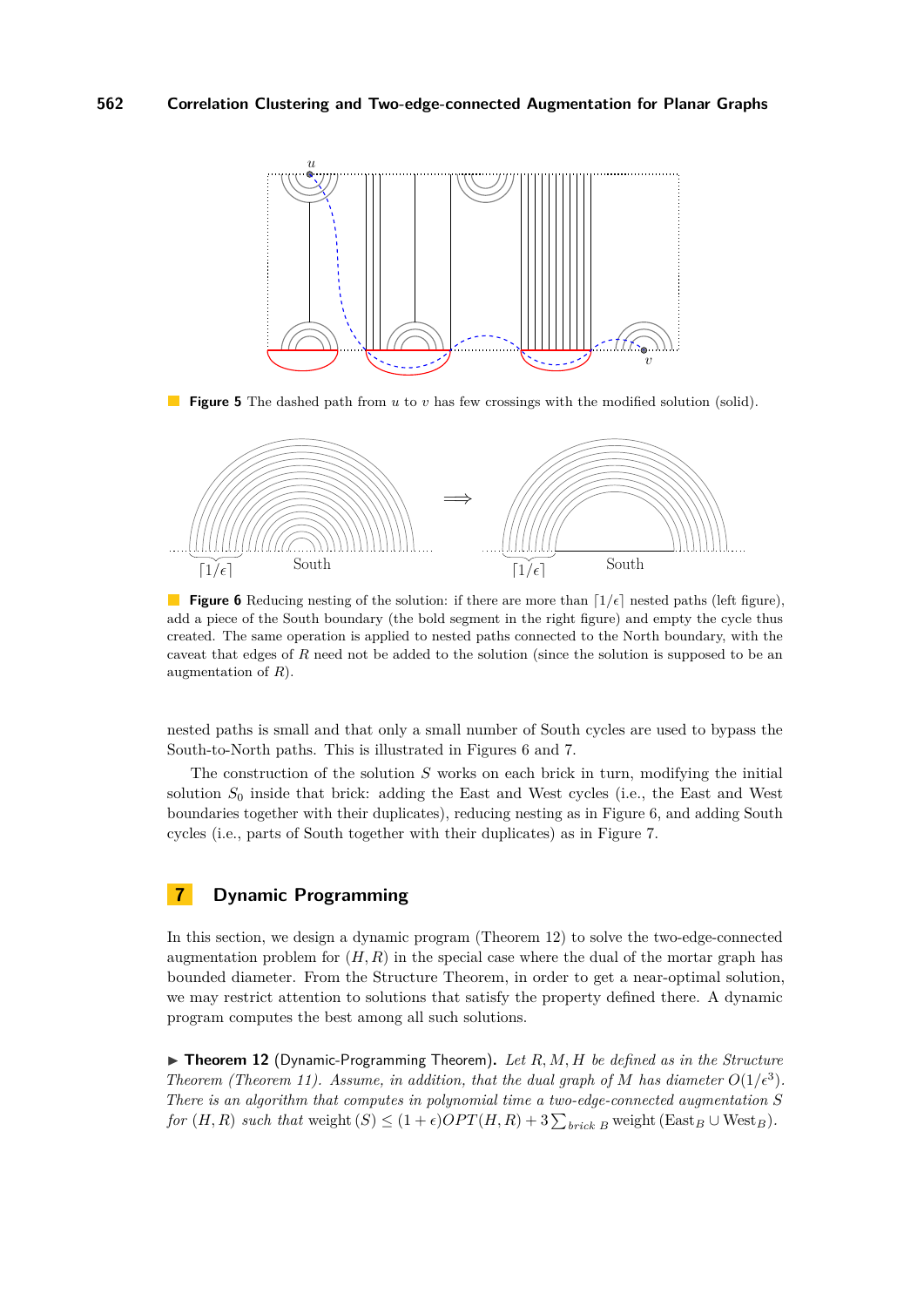**Figure 5** The dashed path from $u$ to $v$ has few crossings with the modified solution (solid).

**Figure 6** Reducing nesting of the solution: if there are more than $\lceil 1/\epsilon \rceil$ nested paths (left figure), add a piece of the South boundary (the bold segment in the right figure) and empty the cycle thus created. The same operation is applied to nested paths connected to the North boundary, with the caveat that edges of $R$ need not be added to the solution (since the solution is supposed to be an augmentation of $R$).

nested paths is small and that only a small number of South cycles are used to bypass the South-to-North paths. This is illustrated in Figures 6 and 7.

The construction of the solution $S$ works on each brick in turn, modifying the initial solution $S_0$ inside that brick: adding the East and West cycles (i.e., the East and West boundaries together with their duplicates), reducing nesting as in Figure 6, and adding South cycles (i.e., parts of South together with their duplicates) as in Figure 7.

## 7 Dynamic Programming

In this section, we design a dynamic program (Theorem 12) to solve the two-edge-connected augmentation problem for $(H, R)$ in the special case where the dual of the mortar graph has bounded diameter. From the Structure Theorem, in order to get a near-optimal solution, we may restrict attention to solutions that satisfy the property defined there. A dynamic program computes the best among all such solutions.

▶ **Theorem 12** (Dynamic-Programming Theorem). *Let $R, M, H$ be defined as in the Structure Theorem (Theorem 11). Assume, in addition, that the dual graph of $M$ has diameter $O(1/\epsilon^3)$. There is an algorithm that computes in polynomial time a two-edge-connected augmentation $S$ for $(H, R)$ such that* $\text{weight}(S) \leq (1 + \epsilon)OPT(H, R) + 3 \sum_{brick\ B} \text{weight}(\text{East}_B \cup \text{West}_B)$.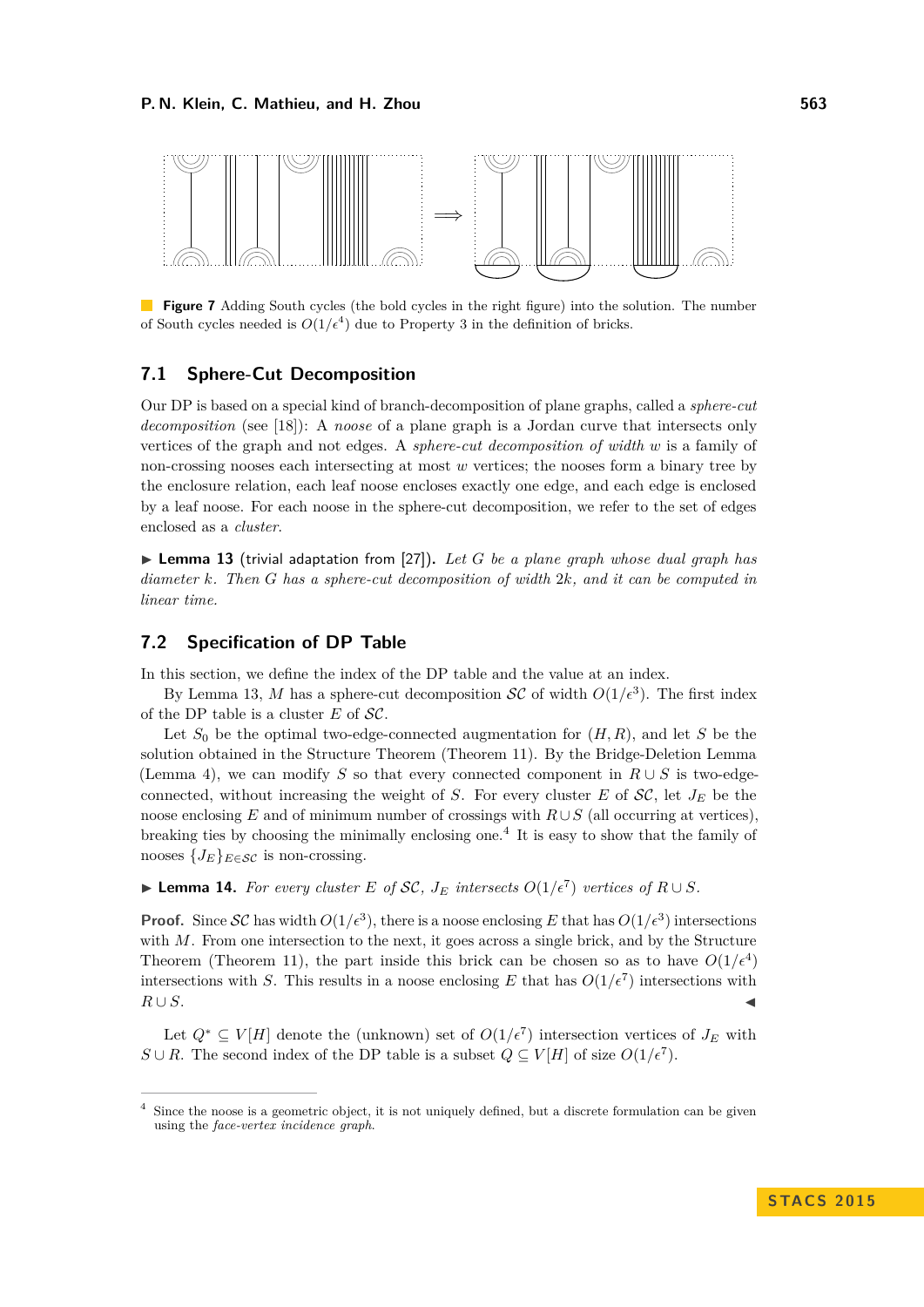**Figure 7** Adding South cycles (the bold cycles in the right figure) into the solution. The number of South cycles needed is $O(1/\epsilon^4)$ due to Property 3 in the definition of bricks.

## 7.1 Sphere-Cut Decomposition

Our DP is based on a special kind of branch-decomposition of plane graphs, called a *sphere-cut decomposition* (see [18]): A *noose* of a plane graph is a Jordan curve that intersects only vertices of the graph and not edges. A *sphere-cut decomposition of width $w$* is a family of non-crossing nooses each intersecting at most $w$ vertices; the nooses form a binary tree by the enclosure relation, each leaf noose encloses exactly one edge, and each edge is enclosed by a leaf noose. For each noose in the sphere-cut decomposition, we refer to the set of edges enclosed as a *cluster*.

▶ **Lemma 13** (trivial adaptation from [27]). *Let $G$ be a plane graph whose dual graph has diameter $k$. Then $G$ has a sphere-cut decomposition of width $2k$, and it can be computed in linear time.*

## 7.2 Specification of DP Table

In this section, we define the index of the DP table and the value at an index.

By Lemma 13, $M$ has a sphere-cut decomposition $\mathcal{SC}$ of width $O(1/\epsilon^3)$. The first index of the DP table is a cluster $E$ of $\mathcal{SC}$.

Let $S_0$ be the optimal two-edge-connected augmentation for $(H, R)$, and let $S$ be the solution obtained in the Structure Theorem (Theorem 11). By the Bridge-Deletion Lemma (Lemma 4), we can modify $S$ so that every connected component in $R \cup S$ is two-edge-connected, without increasing the weight of $S$. For every cluster $E$ of $\mathcal{SC}$, let $J_E$ be the noose enclosing $E$ and of minimum number of crossings with $R \cup S$ (all occurring at vertices), breaking ties by choosing the minimally enclosing one.[4] It is easy to show that the family of nooses $\{J_E\}_{E \in \mathcal{SC}}$ is non-crossing.

▶ **Lemma 14.** *For every cluster $E$ of $\mathcal{SC}$, $J_E$ intersects $O(1/\epsilon^7)$ vertices of $R \cup S$.*

**Proof.** Since $\mathcal{SC}$ has width $O(1/\epsilon^3)$, there is a noose enclosing $E$ that has $O(1/\epsilon^3)$ intersections with $M$. From one intersection to the next, it goes across a single brick, and by the Structure Theorem (Theorem 11), the part inside this brick can be chosen so as to have $O(1/\epsilon^4)$ intersections with $S$. This results in a noose enclosing $E$ that has $O(1/\epsilon^7)$ intersections with $R \cup S$. ◀

Let $Q^* \subseteq V[H]$ denote the (unknown) set of $O(1/\epsilon^7)$ intersection vertices of $J_E$ with $S \cup R$. The second index of the DP table is a subset $Q \subseteq V[H]$ of size $O(1/\epsilon^7)$.

[4] Since the noose is a geometric object, it is not uniquely defined, but a discrete formulation can be given using the *face-vertex incidence graph*.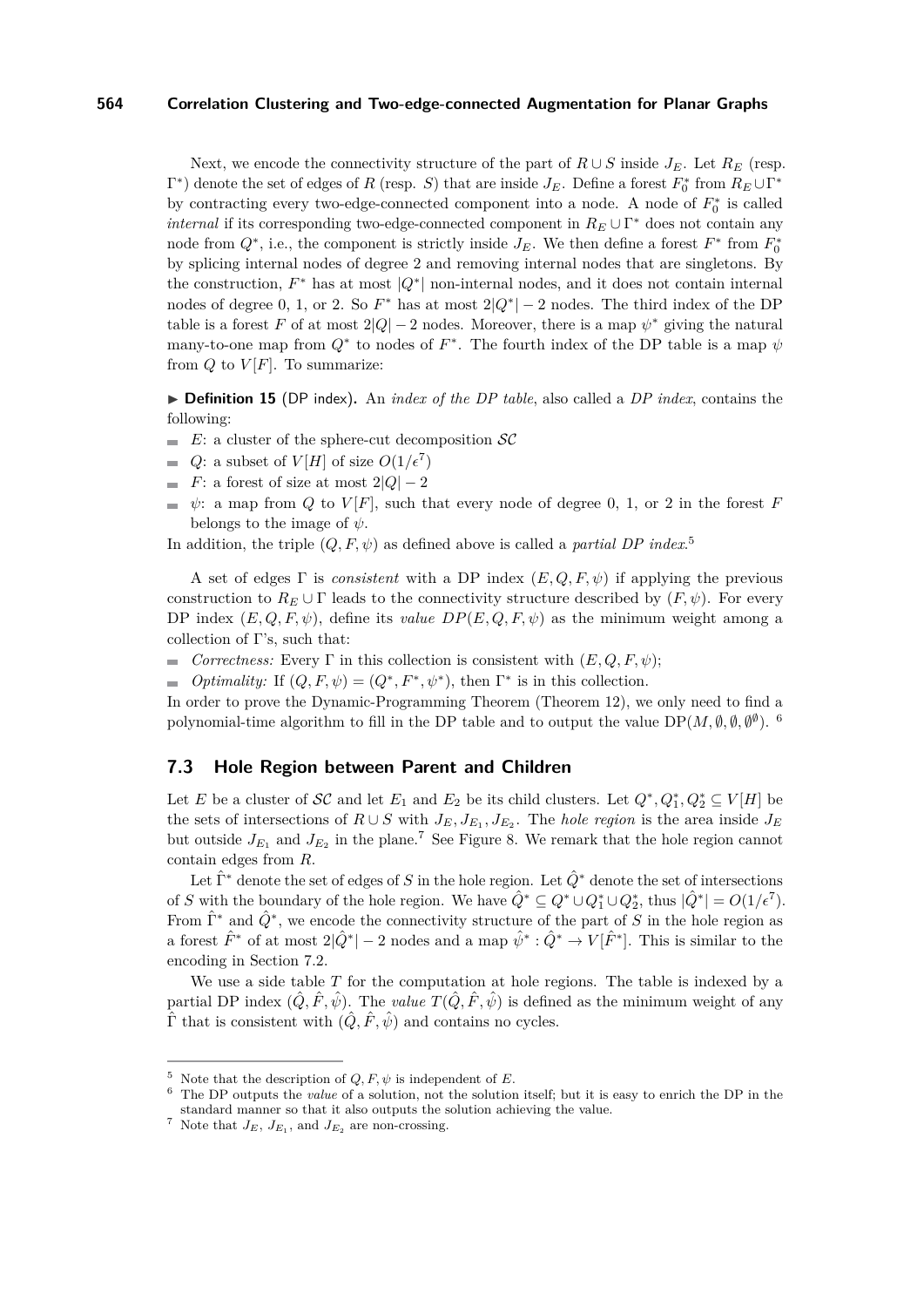Next, we encode the connectivity structure of the part of $R \cup S$ inside $J_E$. Let $R_E$ (resp. $\Gamma^*$) denote the set of edges of $R$ (resp. $S$) that are inside $J_E$. Define a forest $F_0^*$ from $R_E \cup \Gamma^*$ by contracting every two-edge-connected component into a node. A node of $F_0^*$ is called *internal* if its corresponding two-edge-connected component in $R_E \cup \Gamma^*$ does not contain any node from $Q^*$, i.e., the component is strictly inside $J_E$. We then define a forest $F^*$ from $F_0^*$ by splicing internal nodes of degree 2 and removing internal nodes that are singletons. By the construction, $F^*$ has at most $|Q^*|$ non-internal nodes, and it does not contain internal nodes of degree 0, 1, or 2. So $F^*$ has at most $2|Q^*| - 2$ nodes. The third index of the DP table is a forest $F$ of at most $2|Q| - 2$ nodes. Moreover, there is a map $\psi^*$ giving the natural many-to-one map from $Q^*$ to nodes of $F^*$. The fourth index of the DP table is a map $\psi$ from $Q$ to $V[F]$. To summarize:

▶ **Definition 15** (DP index)**.** An *index of the DP table*, also called a *DP index*, contains the following:

- $E$: a cluster of the sphere-cut decomposition $\mathcal{SC}$
- $Q$: a subset of $V[H]$ of size $O(1/\epsilon^7)$
- $F$: a forest of size at most $2|Q| - 2$
- $\psi$: a map from $Q$ to $V[F]$, such that every node of degree 0, 1, or 2 in the forest $F$ belongs to the image of $\psi$.

In addition, the triple $(Q, F, \psi)$ as defined above is called a *partial DP index*.[5]

A set of edges $\Gamma$ is *consistent* with a DP index $(E, Q, F, \psi)$ if applying the previous construction to $R_E \cup \Gamma$ leads to the connectivity structure described by $(F, \psi)$. For every DP index $(E, Q, F, \psi)$, define its *value* $DP(E, Q, F, \psi)$ as the minimum weight among a collection of $\Gamma$'s, such that:

- *Correctness:* Every $\Gamma$ in this collection is consistent with $(E, Q, F, \psi)$;
- *Optimality:* If $(Q, F, \psi) = (Q^*, F^*, \psi^*)$, then $\Gamma^*$ is in this collection.

In order to prove the Dynamic-Programming Theorem (Theorem 12), we only need to find a polynomial-time algorithm to fill in the DP table and to output the value $\mathrm{DP}(M, \emptyset, \emptyset, \emptyset^{\emptyset})$. [6]

## 7.3 Hole Region between Parent and Children

Let $E$ be a cluster of $\mathcal{SC}$ and let $E_1$ and $E_2$ be its child clusters. Let $Q^*, Q_1^*, Q_2^* \subseteq V[H]$ be the sets of intersections of $R \cup S$ with $J_E, J_{E_1}, J_{E_2}$. The *hole region* is the area inside $J_E$ but outside $J_{E_1}$ and $J_{E_2}$ in the plane.[7] See Figure 8. We remark that the hole region cannot contain edges from $R$.

Let $\hat{\Gamma}^*$ denote the set of edges of $S$ in the hole region. Let $\hat{Q}^*$ denote the set of intersections of $S$ with the boundary of the hole region. We have $\hat{Q}^* \subseteq Q^* \cup Q_1^* \cup Q_2^*$, thus $|\hat{Q}^*| = O(1/\epsilon^7)$. From $\hat{\Gamma}^*$ and $\hat{Q}^*$, we encode the connectivity structure of the part of $S$ in the hole region as a forest $\hat{F}^*$ of at most $2|\hat{Q}^*| - 2$ nodes and a map $\hat{\psi}^* : \hat{Q}^* \to V[\hat{F}^*]$. This is similar to the encoding in Section 7.2.

We use a side table $T$ for the computation at hole regions. The table is indexed by a partial DP index $(\hat{Q}, \hat{F}, \hat{\psi})$. The *value* $T(\hat{Q}, \hat{F}, \hat{\psi})$ is defined as the minimum weight of any $\hat{\Gamma}$ that is consistent with $(\hat{Q}, \hat{F}, \hat{\psi})$ and contains no cycles.

---

[5] Note that the description of $Q, F, \psi$ is independent of $E$.

[6] The DP outputs the *value* of a solution, not the solution itself; but it is easy to enrich the DP in the standard manner so that it also outputs the solution achieving the value.

[7] Note that $J_E$, $J_{E_1}$, and $J_{E_2}$ are non-crossing.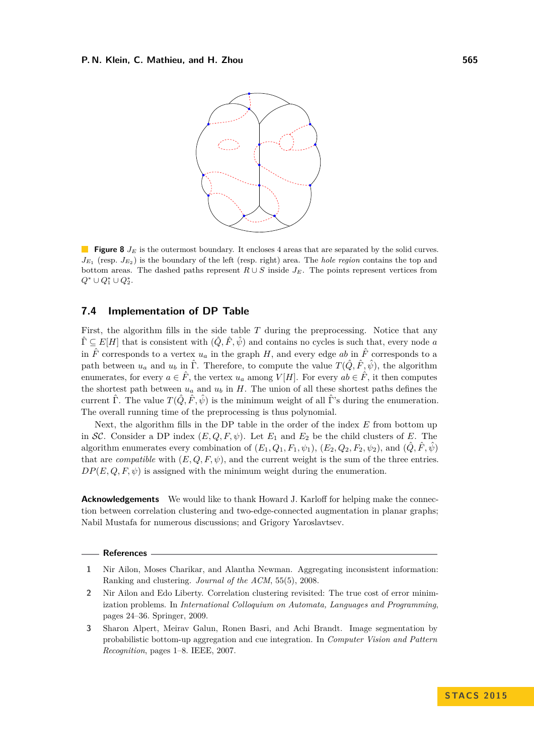**Figure 8** $J_E$ is the outermost boundary. It encloses 4 areas that are separated by the solid curves. $J_{E_1}$ (resp. $J_{E_2}$) is the boundary of the left (resp. right) area. The *hole region* contains the top and bottom areas. The dashed paths represent $R \cup S$ inside $J_E$. The points represent vertices from $Q^* \cup Q_1^* \cup Q_2^*$.

## 7.4 Implementation of DP Table

First, the algorithm fills in the side table $T$ during the preprocessing. Notice that any $\hat{\Gamma} \subseteq E[H]$ that is consistent with $(\hat{Q}, \hat{F}, \hat{\psi})$ and contains no cycles is such that, every node $a$ in $\hat{F}$ corresponds to a vertex $u_a$ in the graph $H$, and every edge $ab$ in $\hat{F}$ corresponds to a path between $u_a$ and $u_b$ in $\hat{\Gamma}$. Therefore, to compute the value $T(\hat{Q}, \hat{F}, \hat{\psi})$, the algorithm enumerates, for every $a \in \hat{F}$, the vertex $u_a$ among $V[H]$. For every $ab \in \hat{F}$, it then computes the shortest path between $u_a$ and $u_b$ in $H$. The union of all these shortest paths defines the current $\hat{\Gamma}$. The value $T(\hat{Q}, \hat{F}, \hat{\psi})$ is the minimum weight of all $\hat{\Gamma}$'s during the enumeration. The overall running time of the preprocessing is thus polynomial.

Next, the algorithm fills in the DP table in the order of the index $E$ from bottom up in $\mathcal{SC}$. Consider a DP index $(E, Q, F, \psi)$. Let $E_1$ and $E_2$ be the child clusters of $E$. The algorithm enumerates every combination of $(E_1, Q_1, F_1, \psi_1)$, $(E_2, Q_2, F_2, \psi_2)$, and $(\hat{Q}, \hat{F}, \hat{\psi})$ that are *compatible* with $(E, Q, F, \psi)$, and the current weight is the sum of the three entries. $DP(E, Q, F, \psi)$ is assigned with the minimum weight during the enumeration.

**Acknowledgements** We would like to thank Howard J. Karloff for helping make the connection between correlation clustering and two-edge-connected augmentation in planar graphs; Nabil Mustafa for numerous discussions; and Grigory Yaroslavtsev.

## References

1. Nir Ailon, Moses Charikar, and Alantha Newman. Aggregating inconsistent information: Ranking and clustering. *Journal of the ACM*, 55(5), 2008.
2. Nir Ailon and Edo Liberty. Correlation clustering revisited: The true cost of error minimization problems. In *International Colloquium on Automata, Languages and Programming*, pages 24–36. Springer, 2009.
3. Sharon Alpert, Meirav Galun, Ronen Basri, and Achi Brandt. Image segmentation by probabilistic bottom-up aggregation and cue integration. In *Computer Vision and Pattern Recognition*, pages 1–8. IEEE, 2007.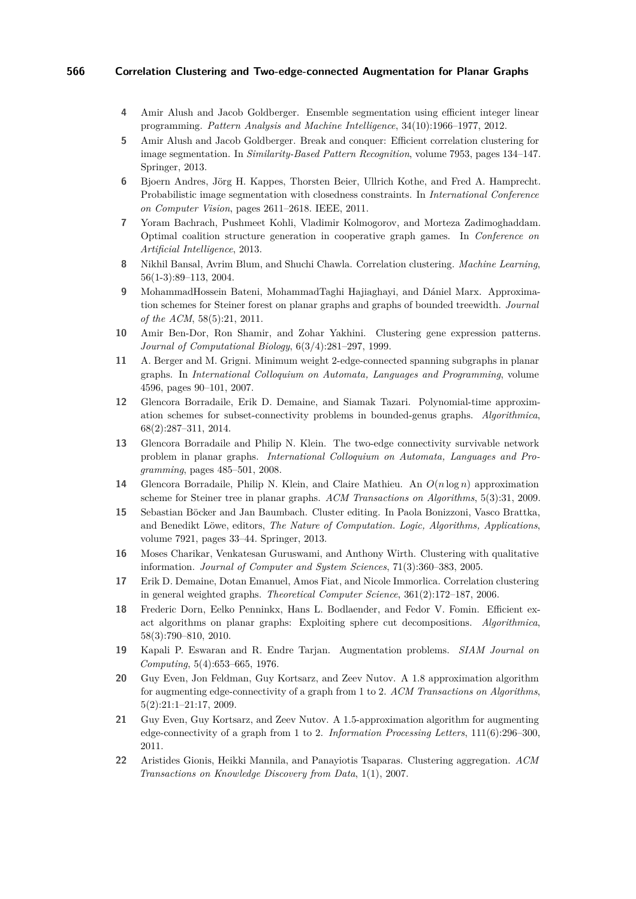4. Amir Alush and Jacob Goldberger. Ensemble segmentation using efficient integer linear programming. *Pattern Analysis and Machine Intelligence*, 34(10):1966–1977, 2012.
5. Amir Alush and Jacob Goldberger. Break and conquer: Efficient correlation clustering for image segmentation. In *Similarity-Based Pattern Recognition*, volume 7953, pages 134–147. Springer, 2013.
6. Bjoern Andres, Jörg H. Kappes, Thorsten Beier, Ullrich Kothe, and Fred A. Hamprecht. Probabilistic image segmentation with closedness constraints. In *International Conference on Computer Vision*, pages 2611–2618. IEEE, 2011.
7. Yoram Bachrach, Pushmeet Kohli, Vladimir Kolmogorov, and Morteza Zadimoghaddam. Optimal coalition structure generation in cooperative graph games. In *Conference on Artificial Intelligence*, 2013.
8. Nikhil Bansal, Avrim Blum, and Shuchi Chawla. Correlation clustering. *Machine Learning*, 56(1-3):89–113, 2004.
9. MohammadHossein Bateni, MohammadTaghi Hajiaghayi, and Dániel Marx. Approximation schemes for Steiner forest on planar graphs and graphs of bounded treewidth. *Journal of the ACM*, 58(5):21, 2011.
10. Amir Ben-Dor, Ron Shamir, and Zohar Yakhini. Clustering gene expression patterns. *Journal of Computational Biology*, 6(3/4):281–297, 1999.
11. A. Berger and M. Grigni. Minimum weight 2-edge-connected spanning subgraphs in planar graphs. In *International Colloquium on Automata, Languages and Programming*, volume 4596, pages 90–101, 2007.
12. Glencora Borradaile, Erik D. Demaine, and Siamak Tazari. Polynomial-time approximation schemes for subset-connectivity problems in bounded-genus graphs. *Algorithmica*, 68(2):287–311, 2014.
13. Glencora Borradaile and Philip N. Klein. The two-edge connectivity survivable network problem in planar graphs. *International Colloquium on Automata, Languages and Programming*, pages 485–501, 2008.
14. Glencora Borradaile, Philip N. Klein, and Claire Mathieu. An $O(n \log n)$ approximation scheme for Steiner tree in planar graphs. *ACM Transactions on Algorithms*, 5(3):31, 2009.
15. Sebastian Böcker and Jan Baumbach. Cluster editing. In Paola Bonizzoni, Vasco Brattka, and Benedikt Löwe, editors, *The Nature of Computation. Logic, Algorithms, Applications*, volume 7921, pages 33–44. Springer, 2013.
16. Moses Charikar, Venkatesan Guruswami, and Anthony Wirth. Clustering with qualitative information. *Journal of Computer and System Sciences*, 71(3):360–383, 2005.
17. Erik D. Demaine, Dotan Emanuel, Amos Fiat, and Nicole Immorlica. Correlation clustering in general weighted graphs. *Theoretical Computer Science*, 361(2):172–187, 2006.
18. Frederic Dorn, Eelko Penninkx, Hans L. Bodlaender, and Fedor V. Fomin. Efficient exact algorithms on planar graphs: Exploiting sphere cut decompositions. *Algorithmica*, 58(3):790–810, 2010.
19. Kapali P. Eswaran and R. Endre Tarjan. Augmentation problems. *SIAM Journal on Computing*, 5(4):653–665, 1976.
20. Guy Even, Jon Feldman, Guy Kortsarz, and Zeev Nutov. A 1.8 approximation algorithm for augmenting edge-connectivity of a graph from 1 to 2. *ACM Transactions on Algorithms*, 5(2):21:1–21:17, 2009.
21. Guy Even, Guy Kortsarz, and Zeev Nutov. A 1.5-approximation algorithm for augmenting edge-connectivity of a graph from 1 to 2. *Information Processing Letters*, 111(6):296–300, 2011.
22. Aristides Gionis, Heikki Mannila, and Panayiotis Tsaparas. Clustering aggregation. *ACM Transactions on Knowledge Discovery from Data*, 1(1), 2007.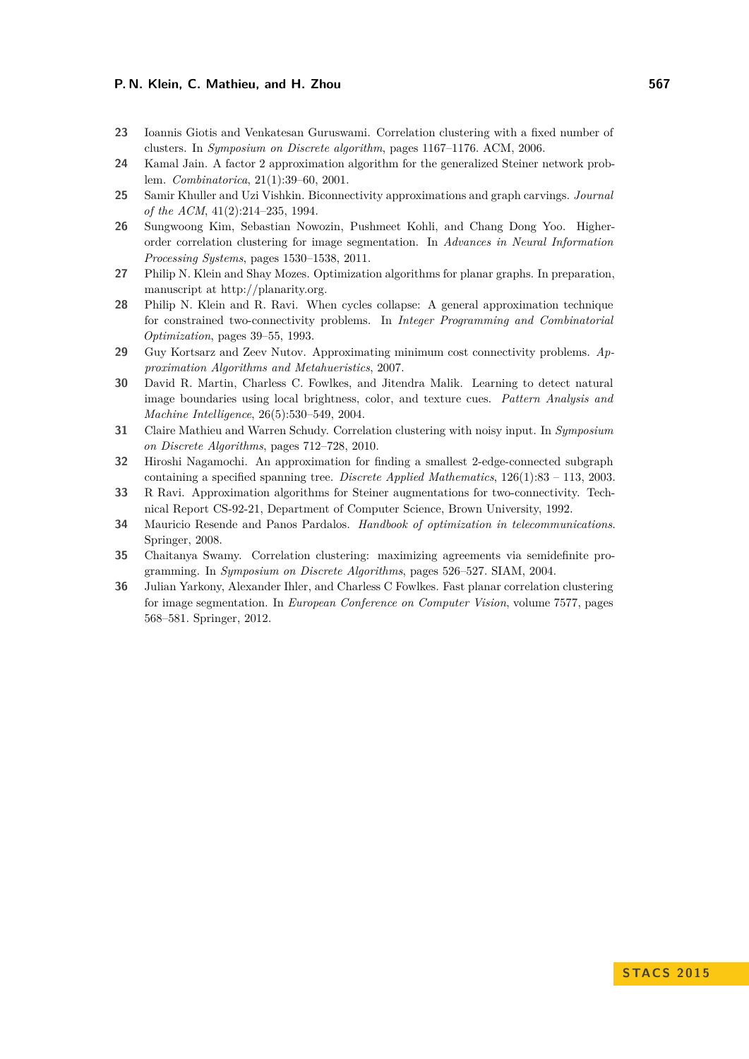23 Ioannis Giotis and Venkatesan Guruswami. Correlation clustering with a fixed number of clusters. In *Symposium on Discrete algorithm*, pages 1167–1176. ACM, 2006.

24 Kamal Jain. A factor 2 approximation algorithm for the generalized Steiner network problem. *Combinatorica*, 21(1):39–60, 2001.

25 Samir Khuller and Uzi Vishkin. Biconnectivity approximations and graph carvings. *Journal of the ACM*, 41(2):214–235, 1994.

26 Sungwoong Kim, Sebastian Nowozin, Pushmeet Kohli, and Chang Dong Yoo. Higher-order correlation clustering for image segmentation. In *Advances in Neural Information Processing Systems*, pages 1530–1538, 2011.

27 Philip N. Klein and Shay Mozes. Optimization algorithms for planar graphs. In preparation, manuscript at http://planarity.org.

28 Philip N. Klein and R. Ravi. When cycles collapse: A general approximation technique for constrained two-connectivity problems. In *Integer Programming and Combinatorial Optimization*, pages 39–55, 1993.

29 Guy Kortsarz and Zeev Nutov. Approximating minimum cost connectivity problems. *Approximation Algorithms and Metahueristics*, 2007.

30 David R. Martin, Charless C. Fowlkes, and Jitendra Malik. Learning to detect natural image boundaries using local brightness, color, and texture cues. *Pattern Analysis and Machine Intelligence*, 26(5):530–549, 2004.

31 Claire Mathieu and Warren Schudy. Correlation clustering with noisy input. In *Symposium on Discrete Algorithms*, pages 712–728, 2010.

32 Hiroshi Nagamochi. An approximation for finding a smallest 2-edge-connected subgraph containing a specified spanning tree. *Discrete Applied Mathematics*, 126(1):83 – 113, 2003.

33 R Ravi. Approximation algorithms for Steiner augmentations for two-connectivity. Technical Report CS-92-21, Department of Computer Science, Brown University, 1992.

34 Mauricio Resende and Panos Pardalos. *Handbook of optimization in telecommunications*. Springer, 2008.

35 Chaitanya Swamy. Correlation clustering: maximizing agreements via semidefinite programming. In *Symposium on Discrete Algorithms*, pages 526–527. SIAM, 2004.

36 Julian Yarkony, Alexander Ihler, and Charless C Fowlkes. Fast planar correlation clustering for image segmentation. In *European Conference on Computer Vision*, volume 7577, pages 568–581. Springer, 2012.